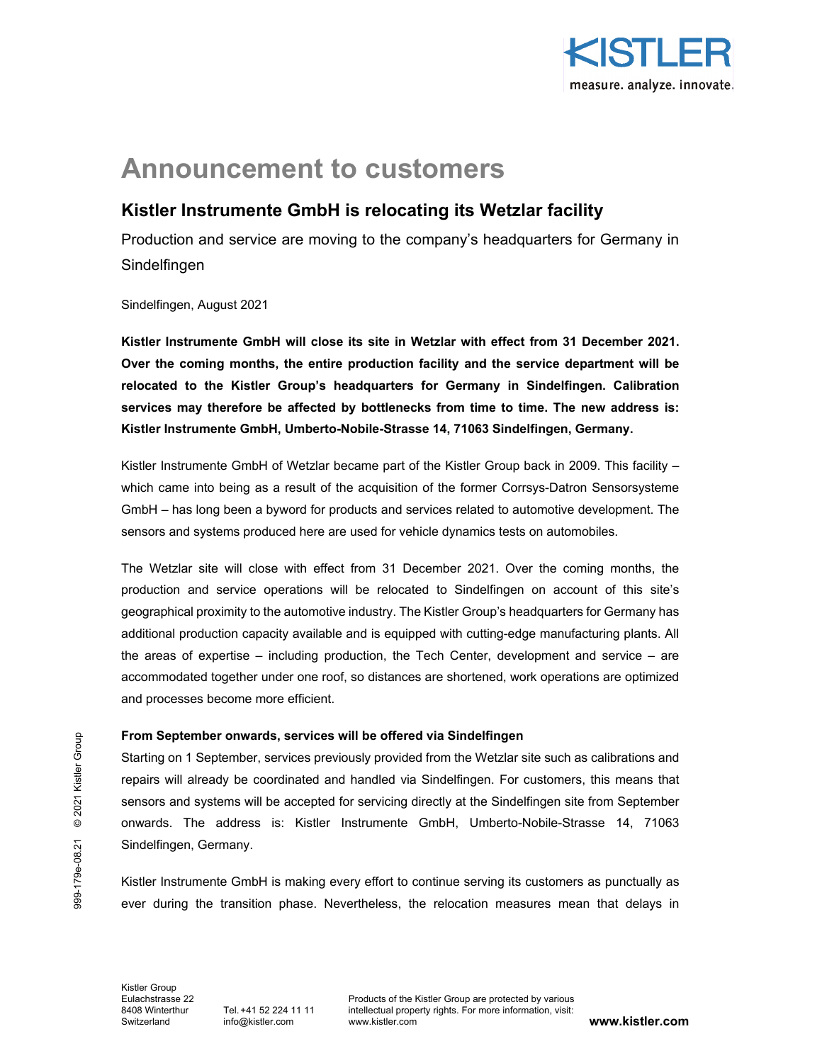# Announcement to customers

## Kistler Instrumente GmbH is relocating its Wetzlar facility

Production and service are moving to the company's headquarters for Germany in Sindelfingen

Sindelfingen, August 2021

**Kistler Instrumente GmbH will close its site in Wetzlar with effect from 31 December 2021. Over the coming months, the entire production facility and the service department will be relocated to the Kistler Group's headquarters for Germany in Sindelfingen. Calibration services may therefore be affected by bottlenecks from time to time. The new address is: Kistler Instrumente GmbH, Umberto-Nobile-Strasse 14, 71063 Sindelfingen, Germany.**

Kistler Instrumente GmbH of Wetzlar became part of the Kistler Group back in 2009. This facility – which came into being as a result of the acquisition of the former Corrsys-Datron Sensorsysteme GmbH – has long been a byword for products and services related to automotive development. The sensors and systems produced here are used for vehicle dynamics tests on automobiles.

The Wetzlar site will close with effect from 31 December 2021. Over the coming months, the production and service operations will be relocated to Sindelfingen on account of this site's geographical proximity to the automotive industry. The Kistler Group's headquarters for Germany has additional production capacity available and is equipped with cutting-edge manufacturing plants. All the areas of expertise – including production, the Tech Center, development and service – are accommodated together under one roof, so distances are shortened, work operations are optimized and processes become more efficient.

### From September onwards, services will be offered via Sindelfingen

Starting on 1 September, services previously provided from the Wetzlar site such as calibrations and repairs will already be coordinated and handled via Sindelfingen. For customers, this means that sensors and systems will be accepted for servicing directly at the Sindelfingen site from September onwards. The address is: Kistler Instrumente GmbH, Umberto-Nobile-Strasse 14, 71063 Sindelfingen, Germany.

Kistler Instrumente GmbH is making every effort to continue serving its customers as punctually as ever during the transition phase. Nevertheless, the relocation measures mean that delays in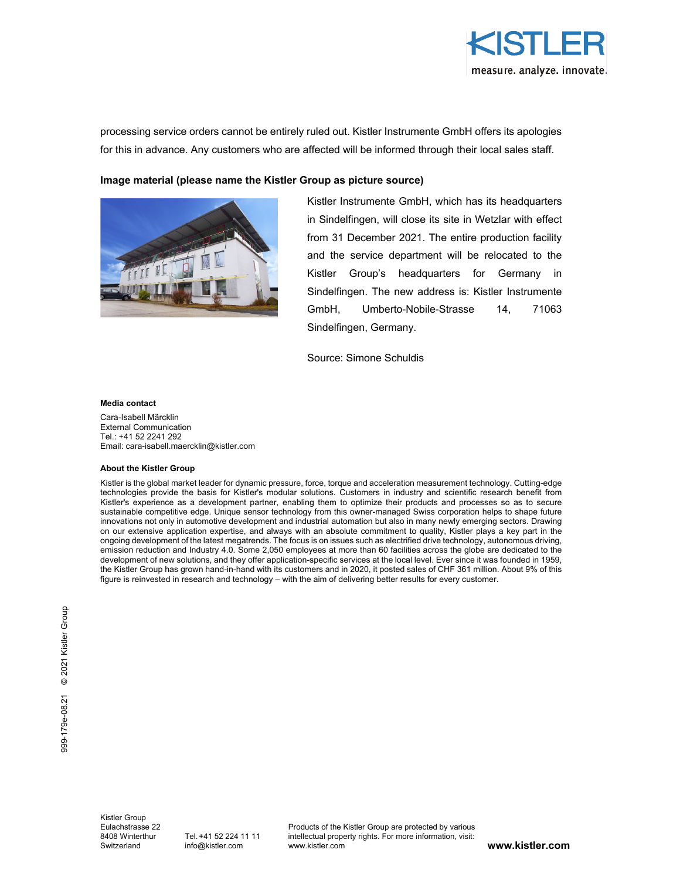processing service orders cannot be entirely ruled out. Kistler Instrumente GmbH offers its apologies for this in advance. Any customers who are affected will be informed through their local sales staff.

**Image material (please name the Kistler Group as picture source)**

Kistler Instrumente GmbH, which has its headquarters in Sindelfingen, will close its site in Wetzlar with effect from 31 December 2021. The entire production facility and the service department will be relocated to the Kistler Group's headquarters for Germany in Sindelfingen. The new address is: Kistler Instrumente GmbH, Umberto-Nobile-Strasse 14, 71063 Sindelfingen, Germany.

Source: Simone Schuldis

**Media contact**

Cara-Isabell Märcklin
External Communication
Tel.: +41 52 2241 292
Email: cara-isabell.maercklin@kistler.com

**About the Kistler Group**

Kistler is the global market leader for dynamic pressure, force, torque and acceleration measurement technology. Cutting-edge technologies provide the basis for Kistler's modular solutions. Customers in industry and scientific research benefit from Kistler's experience as a development partner, enabling them to optimize their products and processes so as to secure sustainable competitive edge. Unique sensor technology from this owner-managed Swiss corporation helps to shape future innovations not only in automotive development and industrial automation but also in many newly emerging sectors. Drawing on our extensive application expertise, and always with an absolute commitment to quality, Kistler plays a key part in the ongoing development of the latest megatrends. The focus is on issues such as electrified drive technology, autonomous driving, emission reduction and Industry 4.0. Some 2,050 employees at more than 60 facilities across the globe are dedicated to the development of new solutions, and they offer application-specific services at the local level. Ever since it was founded in 1959, the Kistler Group has grown hand-in-hand with its customers and in 2020, it posted sales of CHF 361 million. About 9% of this figure is reinvested in research and technology – with the aim of delivering better results for every customer.